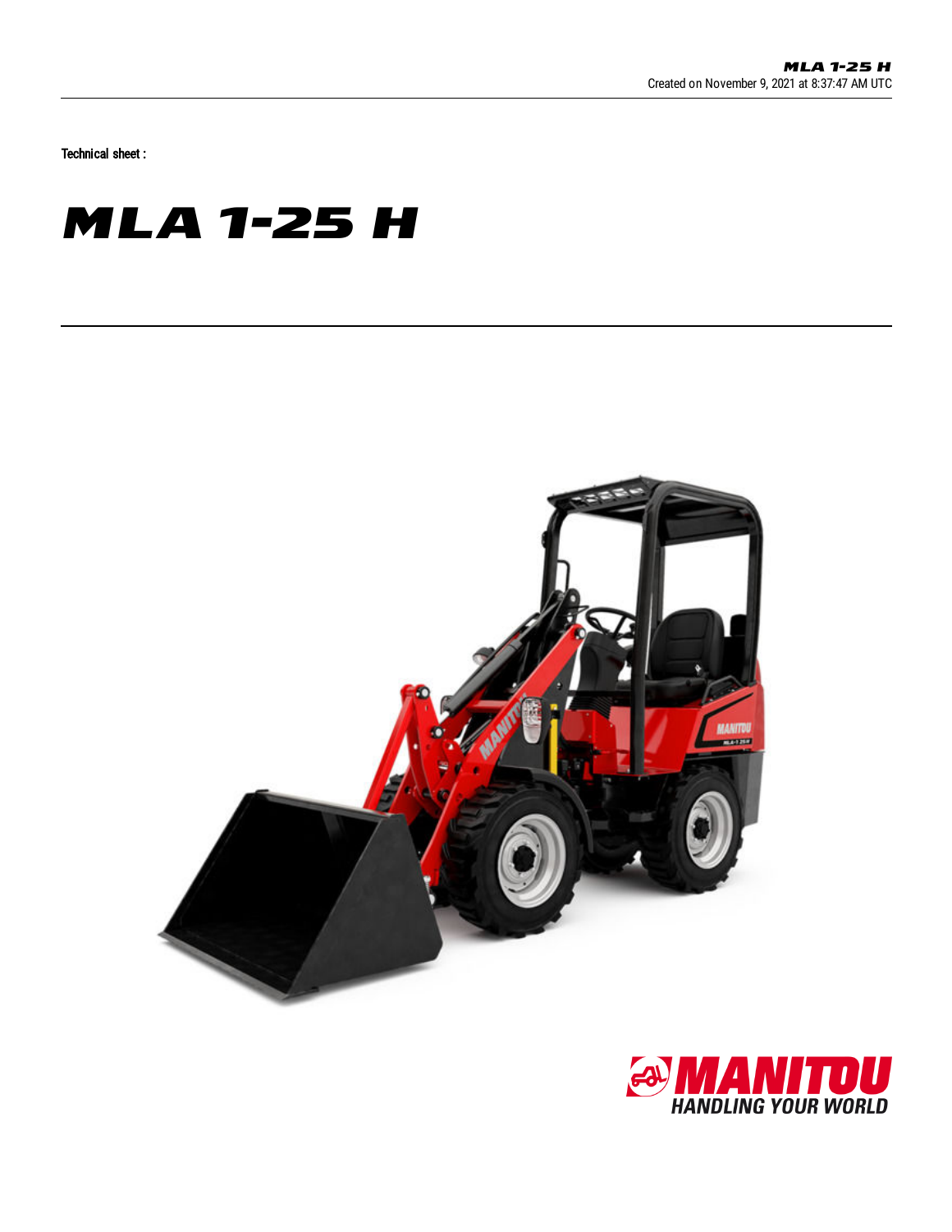Technical sheet :

# MLA 1-25 H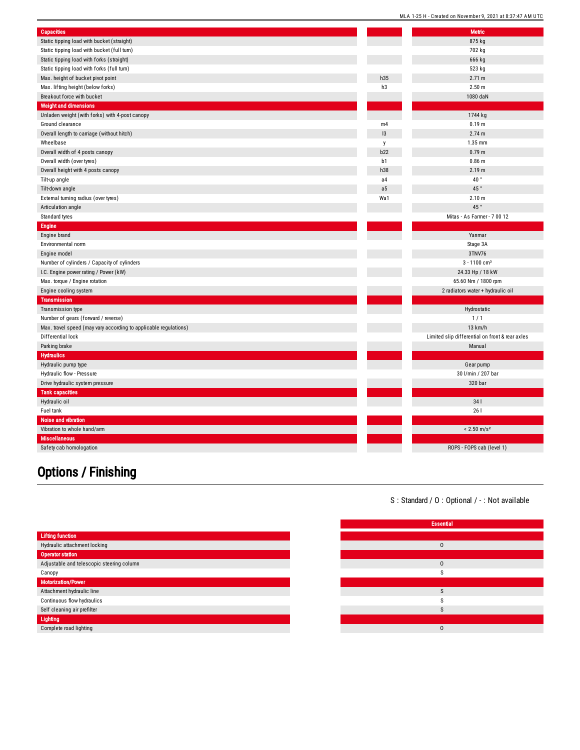| Capacities | | Metric |
|---|---|---|
| Static tipping load with bucket (straight) | | 875 kg |
| Static tipping load with bucket (full turn) | | 702 kg |
| Static tipping load with forks (straight) | | 666 kg |
| Static tipping load with forks (full turn) | | 523 kg |
| Max. height of bucket pivot point | h35 | 2.71 m |
| Max. lifting height (below forks) | h3 | 2.50 m |
| Breakout force with bucket | | 1080 daN |
| **Weight and dimensions** | | |
| Unladen weight (with forks) with 4-post canopy | | 1744 kg |
| Ground clearance | m4 | 0.19 m |
| Overall length to carriage (without hitch) | l3 | 2.74 m |
| Wheelbase | y | 1.35 mm |
| Overall width of 4 posts canopy | b22 | 0.79 m |
| Overall width (over tyres) | b1 | 0.86 m |
| Overall height with 4 posts canopy | h38 | 2.19 m |
| Tilt-up angle | a4 | 40 ° |
| Tilt-down angle | a5 | 45 ° |
| External turning radius (over tyres) | Wa1 | 2.10 m |
| Articulation angle | | 45 ° |
| Standard tyres | | Mitas - As Farmer - 7 00 12 |
| **Engine** | | |
| Engine brand | | Yanmar |
| Environmental norm | | Stage 3A |
| Engine model | | 3TNV76 |
| Number of cylinders / Capacity of cylinders | | 3 - 1100 cm³ |
| I.C. Engine power rating / Power (kW) | | 24.33 Hp / 18 kW |
| Max. torque / Engine rotation | | 65.60 Nm / 1800 rpm |
| Engine cooling system | | 2 radiators water + hydraulic oil |
| **Transmission** | | |
| Transmission type | | Hydrostatic |
| Number of gears (forward / reverse) | | 1 / 1 |
| Max. travel speed (may vary according to applicable regulations) | | 13 km/h |
| Differential lock | | Limited slip differential on front & rear axles |
| Parking brake | | Manual |
| **Hydraulics** | | |
| Hydraulic pump type | | Gear pump |
| Hydraulic flow - Pressure | | 30 l/min / 207 bar |
| Drive hydraulic system pressure | | 320 bar |
| **Tank capacities** | | |
| Hydraulic oil | | 34 l |
| Fuel tank | | 26 l |
| **Noise and vibration** | | |
| Vibration to whole hand/arm | | < 2.50 m/s² |
| **Miscellaneous** | | |
| Safety cab homologation | | ROPS - FOPS cab (level 1) |

# Options / Finishing

S : Standard / O : Optional / - : Not available

| | Essential |
|---|---|
| **Lifting function** | |
| Hydraulic attachment locking | O |
| **Operator station** | |
| Adjustable and telescopic steering column | O |
| Canopy | S |
| **Motorization/Power** | |
| Attachment hydraulic line | S |
| Continuous flow hydraulics | S |
| Self cleaning air prefilter | S |
| **Lighting** | |
| Complete road lighting | O |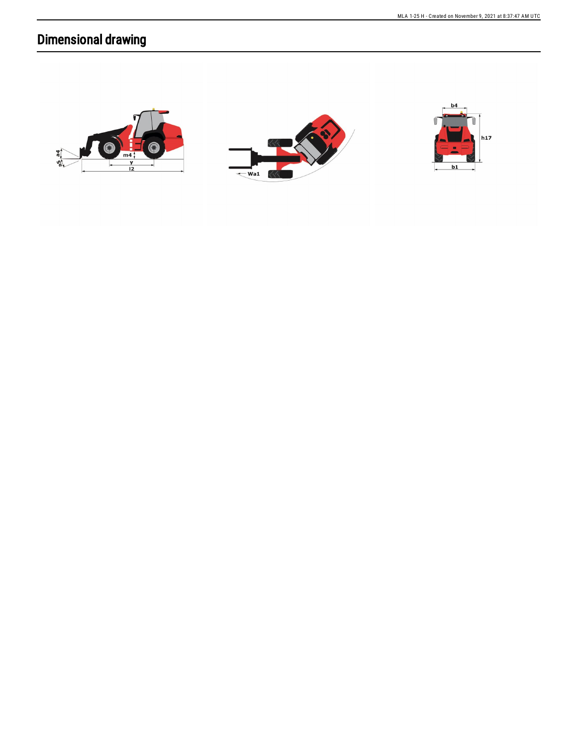# Dimensional drawing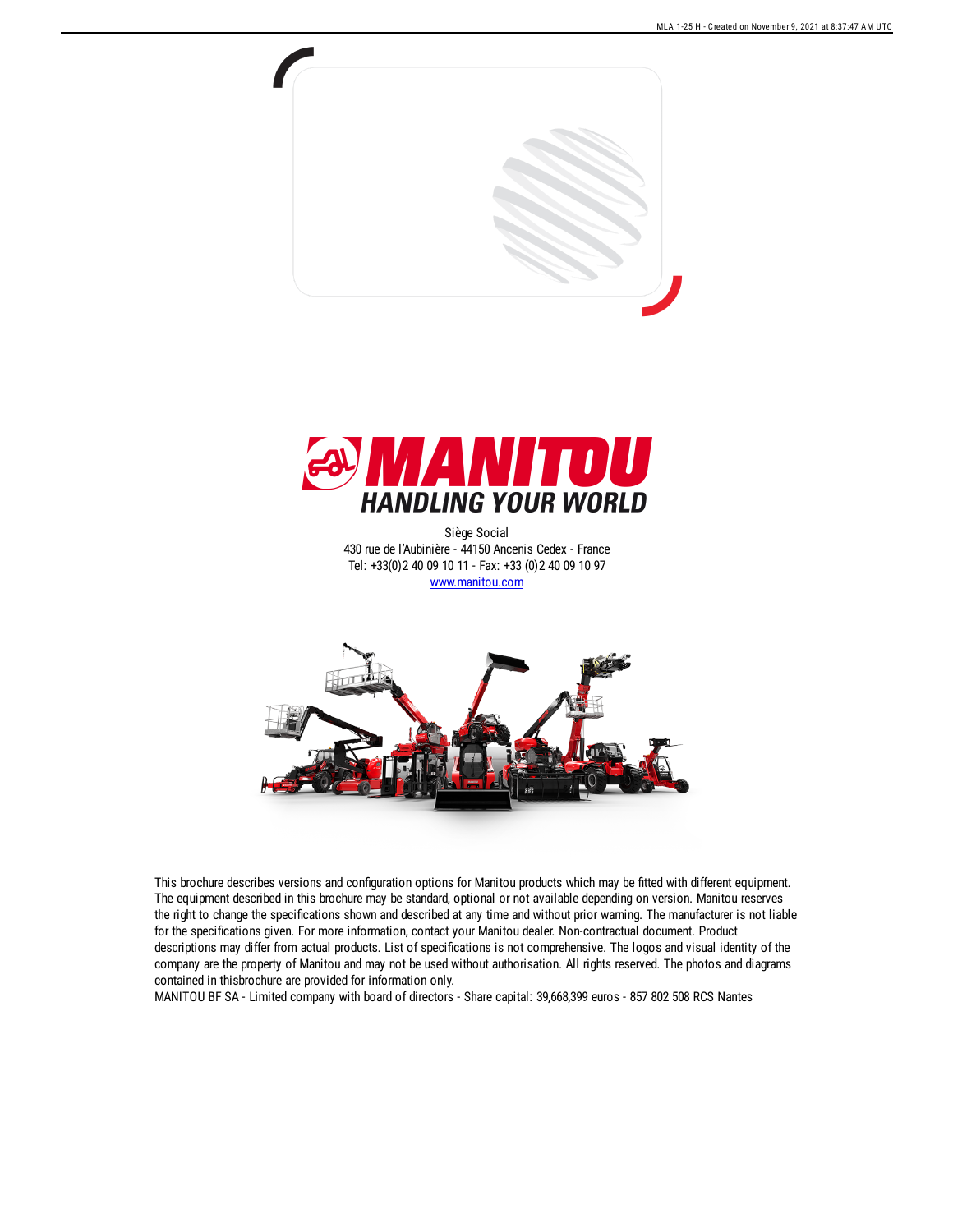MANITOU
HANDLING YOUR WORLD

Siège Social
430 rue de l'Aubinière - 44150 Ancenis Cedex - France
Tel: +33(0)2 40 09 10 11 - Fax: +33 (0)2 40 09 10 97
[www.manitou.com](http://www.manitou.com)

This brochure describes versions and configuration options for Manitou products which may be fitted with different equipment. The equipment described in this brochure may be standard, optional or not available depending on version. Manitou reserves the right to change the specifications shown and described at any time and without prior warning. The manufacturer is not liable for the specifications given. For more information, contact your Manitou dealer. Non-contractual document. Product descriptions may differ from actual products. List of specifications is not comprehensive. The logos and visual identity of the company are the property of Manitou and may not be used without authorisation. All rights reserved. The photos and diagrams contained in thisbrochure are provided for information only.
MANITOU BF SA - Limited company with board of directors - Share capital: 39,668,399 euros - 857 802 508 RCS Nantes